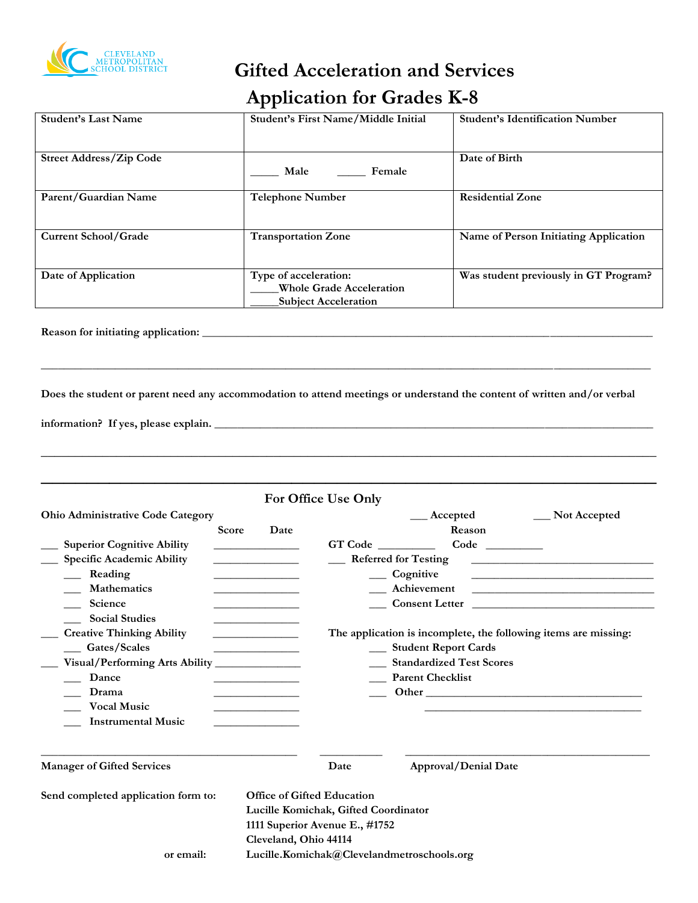CLEVELAND METROPOLITAN SCHOOL DISTRICT

# Gifted Acceleration and Services
# Application for Grades K-8

| Student's Last Name | Student's First Name/Middle Initial | Student's Identification Number |
|---|---|---|
| Street Address/Zip Code | _____ Male _____ Female | Date of Birth |
| Parent/Guardian Name | Telephone Number | Residential Zone |
| Current School/Grade | Transportation Zone | Name of Person Initiating Application |
| Date of Application | Type of acceleration: _____Whole Grade Acceleration _____Subject Acceleration | Was student previously in GT Program? |

**Reason for initiating application:** ________________________________________________________________________

________________________________________________________________________________________________

**Does the student or parent need any accommodation to attend meetings or understand the content of written and/or verbal information? If yes, please explain.** ________________________________________________________________

________________________________________________________________________________________________

---

## For Office Use Only

**Ohio Administrative Code Category** — **Score** — **Date**

___ Superior Cognitive Ability _______________
___ Specific Academic Ability _______________
  ___ Reading _______________
  ___ Mathematics _______________
  ___ Science _______________
  ___ Social Studies _______________
___ Creative Thinking Ability _______________
  ___ Gates/Scales _______________
___ Visual/Performing Arts Ability _______________
  ___ Dance _______________
  ___ Drama _______________
  ___ Vocal Music _______________
  ___ Instrumental Music _______________

___ Accepted ___ Not Accepted

**Reason**

GT Code __________ Code __________

___ Referred for Testing ________________________________
  ___ Cognitive ________________________________
  ___ Achievement ________________________________
  ___ Consent Letter ________________________________

The application is incomplete, the following items are missing:
  ___ Student Report Cards
  ___ Standardized Test Scores
  ___ Parent Checklist
  ___ Other ________________________________________

________________________________________________ ___________ ________________________________________________

**Manager of Gifted Services** **Date** **Approval/Denial Date**

**Send completed application form to:**
Office of Gifted Education
Lucille Komichak, Gifted Coordinator
1111 Superior Avenue E., #1752
Cleveland, Ohio 44114

**or email:** Lucille.Komichak@Clevelandmetroschools.org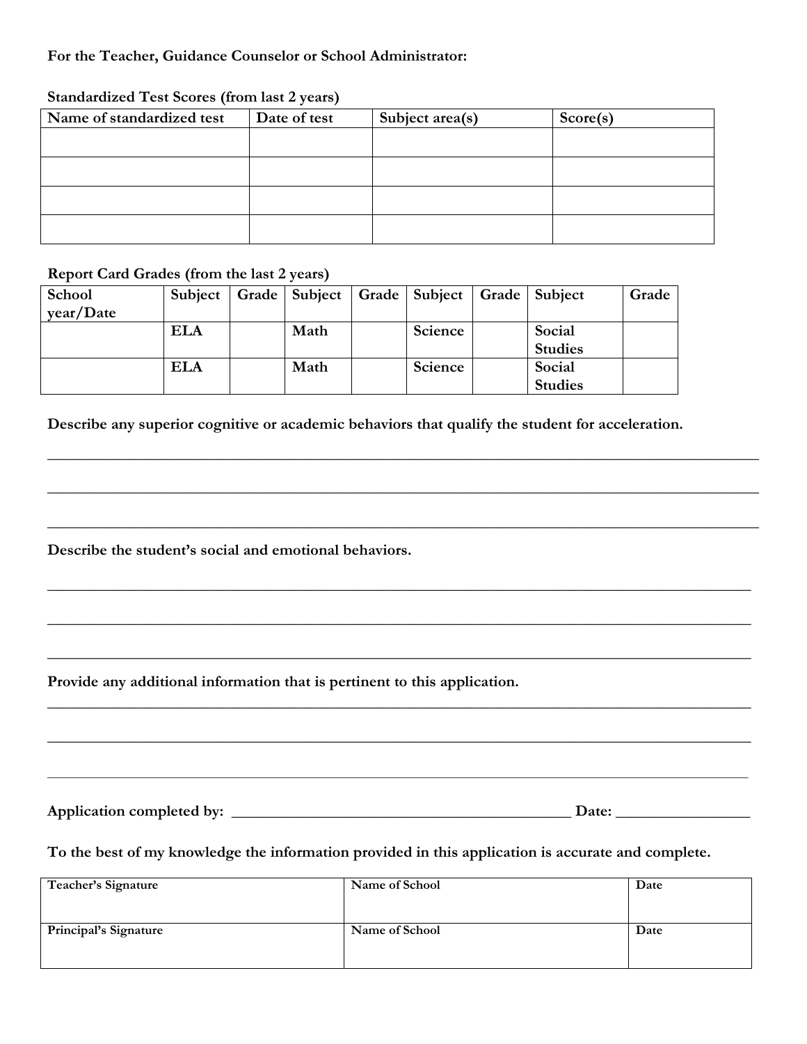**For the Teacher, Guidance Counselor or School Administrator:**

**Standardized Test Scores (from last 2 years)**

| Name of standardized test | Date of test | Subject area(s) | Score(s) |
| --- | --- | --- | --- |
| | | | |
| | | | |
| | | | |
| | | | |

**Report Card Grades (from the last 2 years)**

| School year/Date | Subject | Grade | Subject | Grade | Subject | Grade | Subject | Grade |
| --- | --- | --- | --- | --- | --- | --- | --- | --- |
| | **ELA** | | **Math** | | **Science** | | **Social Studies** | |
| | **ELA** | | **Math** | | **Science** | | **Social Studies** | |

**Describe any superior cognitive or academic behaviors that qualify the student for acceleration.**

\_\_\_\_\_\_\_\_\_\_\_\_\_\_\_\_\_\_\_\_\_\_\_\_\_\_\_\_\_\_\_\_\_\_\_\_\_\_\_\_\_\_\_\_\_\_\_\_\_\_\_\_\_\_\_\_\_\_\_\_\_\_\_\_\_\_\_\_\_\_\_\_\_\_\_\_\_\_\_\_

\_\_\_\_\_\_\_\_\_\_\_\_\_\_\_\_\_\_\_\_\_\_\_\_\_\_\_\_\_\_\_\_\_\_\_\_\_\_\_\_\_\_\_\_\_\_\_\_\_\_\_\_\_\_\_\_\_\_\_\_\_\_\_\_\_\_\_\_\_\_\_\_\_\_\_\_\_\_\_\_

\_\_\_\_\_\_\_\_\_\_\_\_\_\_\_\_\_\_\_\_\_\_\_\_\_\_\_\_\_\_\_\_\_\_\_\_\_\_\_\_\_\_\_\_\_\_\_\_\_\_\_\_\_\_\_\_\_\_\_\_\_\_\_\_\_\_\_\_\_\_\_\_\_\_\_\_\_\_\_\_

**Describe the student's social and emotional behaviors.**

\_\_\_\_\_\_\_\_\_\_\_\_\_\_\_\_\_\_\_\_\_\_\_\_\_\_\_\_\_\_\_\_\_\_\_\_\_\_\_\_\_\_\_\_\_\_\_\_\_\_\_\_\_\_\_\_\_\_\_\_\_\_\_\_\_\_\_\_\_\_\_\_\_\_\_\_\_\_\_\_

\_\_\_\_\_\_\_\_\_\_\_\_\_\_\_\_\_\_\_\_\_\_\_\_\_\_\_\_\_\_\_\_\_\_\_\_\_\_\_\_\_\_\_\_\_\_\_\_\_\_\_\_\_\_\_\_\_\_\_\_\_\_\_\_\_\_\_\_\_\_\_\_\_\_\_\_\_\_\_\_

\_\_\_\_\_\_\_\_\_\_\_\_\_\_\_\_\_\_\_\_\_\_\_\_\_\_\_\_\_\_\_\_\_\_\_\_\_\_\_\_\_\_\_\_\_\_\_\_\_\_\_\_\_\_\_\_\_\_\_\_\_\_\_\_\_\_\_\_\_\_\_\_\_\_\_\_\_\_\_\_

**Provide any additional information that is pertinent to this application.**

\_\_\_\_\_\_\_\_\_\_\_\_\_\_\_\_\_\_\_\_\_\_\_\_\_\_\_\_\_\_\_\_\_\_\_\_\_\_\_\_\_\_\_\_\_\_\_\_\_\_\_\_\_\_\_\_\_\_\_\_\_\_\_\_\_\_\_\_\_\_\_\_\_\_\_\_\_\_\_\_

\_\_\_\_\_\_\_\_\_\_\_\_\_\_\_\_\_\_\_\_\_\_\_\_\_\_\_\_\_\_\_\_\_\_\_\_\_\_\_\_\_\_\_\_\_\_\_\_\_\_\_\_\_\_\_\_\_\_\_\_\_\_\_\_\_\_\_\_\_\_\_\_\_\_\_\_\_\_\_\_

\_\_\_\_\_\_\_\_\_\_\_\_\_\_\_\_\_\_\_\_\_\_\_\_\_\_\_\_\_\_\_\_\_\_\_\_\_\_\_\_\_\_\_\_\_\_\_\_\_\_\_\_\_\_\_\_\_\_\_\_\_\_\_\_\_\_\_\_\_\_\_\_\_\_\_\_\_\_\_\_

**Application completed by:** \_\_\_\_\_\_\_\_\_\_\_\_\_\_\_\_\_\_\_\_\_\_\_\_\_\_\_\_\_\_\_\_\_\_\_\_\_\_\_\_\_\_\_\_ **Date:** \_\_\_\_\_\_\_\_\_\_\_\_\_\_\_\_

**To the best of my knowledge the information provided in this application is accurate and complete.**

| Teacher's Signature | Name of School | Date |
| --- | --- | --- |
| **Principal's Signature** | **Name of School** | **Date** |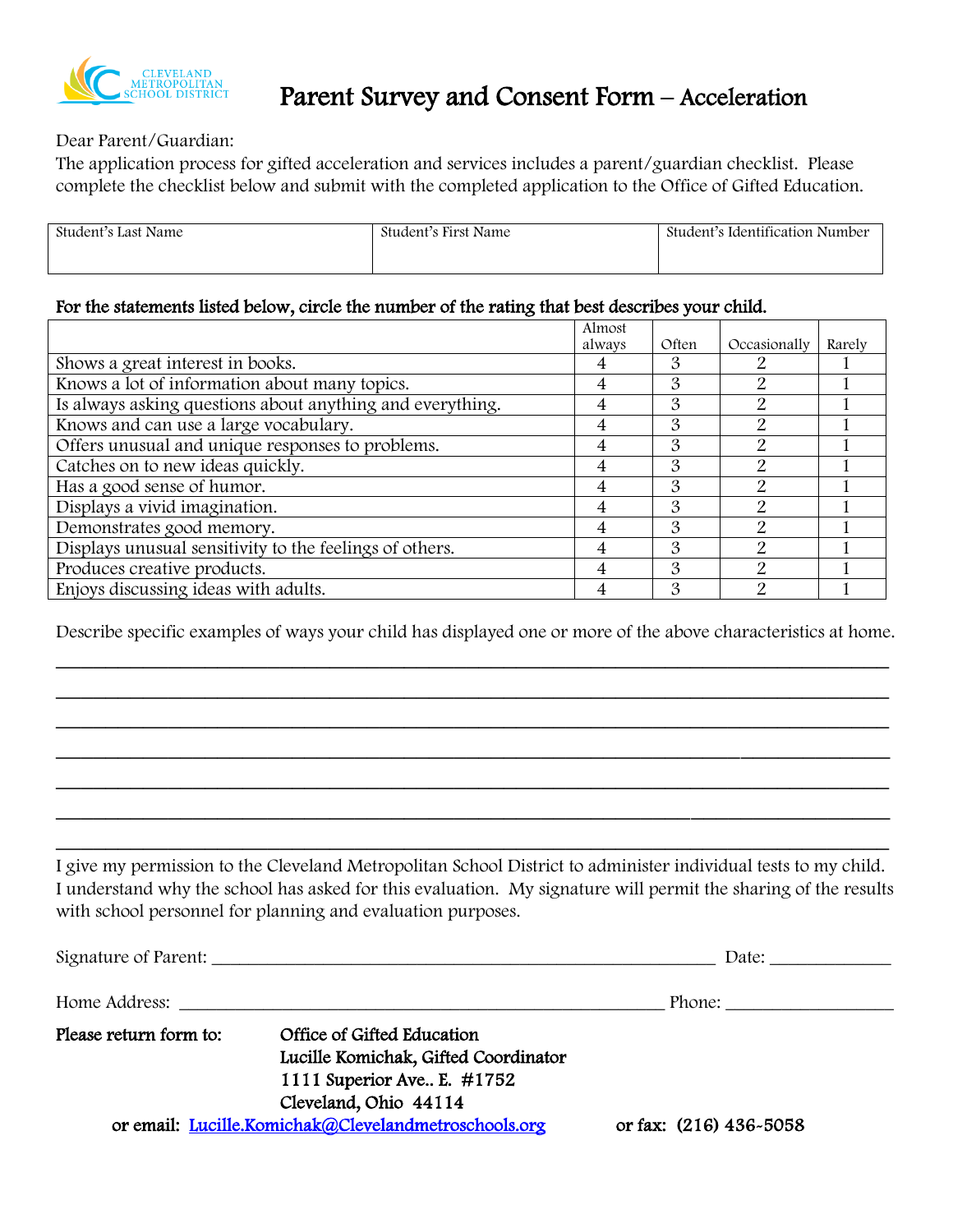# Parent Survey and Consent Form – Acceleration

Dear Parent/Guardian:

The application process for gifted acceleration and services includes a parent/guardian checklist. Please complete the checklist below and submit with the completed application to the Office of Gifted Education.

| Student's Last Name | Student's First Name | Student's Identification Number |
| --- | --- | --- |
| | | |

**For the statements listed below, circle the number of the rating that best describes your child.**

| | Almost always | Often | Occasionally | Rarely |
| --- | --- | --- | --- | --- |
| Shows a great interest in books. | 4 | 3 | 2 | 1 |
| Knows a lot of information about many topics. | 4 | 3 | 2 | 1 |
| Is always asking questions about anything and everything. | 4 | 3 | 2 | 1 |
| Knows and can use a large vocabulary. | 4 | 3 | 2 | 1 |
| Offers unusual and unique responses to problems. | 4 | 3 | 2 | 1 |
| Catches on to new ideas quickly. | 4 | 3 | 2 | 1 |
| Has a good sense of humor. | 4 | 3 | 2 | 1 |
| Displays a vivid imagination. | 4 | 3 | 2 | 1 |
| Demonstrates good memory. | 4 | 3 | 2 | 1 |
| Displays unusual sensitivity to the feelings of others. | 4 | 3 | 2 | 1 |
| Produces creative products. | 4 | 3 | 2 | 1 |
| Enjoys discussing ideas with adults. | 4 | 3 | 2 | 1 |

Describe specific examples of ways your child has displayed one or more of the above characteristics at home.

___________________________________________________________________________

___________________________________________________________________________

___________________________________________________________________________

___________________________________________________________________________

___________________________________________________________________________

___________________________________________________________________________

___________________________________________________________________________

I give my permission to the Cleveland Metropolitan School District to administer individual tests to my child. I understand why the school has asked for this evaluation. My signature will permit the sharing of the results with school personnel for planning and evaluation purposes.

Signature of Parent: ____________________________________________ Date: ___________

Home Address: ____________________________________________ Phone: ______________

**Please return form to:**

**Office of Gifted Education**
**Lucille Komichak, Gifted Coordinator**
**1111 Superior Ave.. E. #1752**
**Cleveland, Ohio 44114**

**or email:** Lucille.Komichak@Clevelandmetroschools.org **or fax: (216) 436-5058**